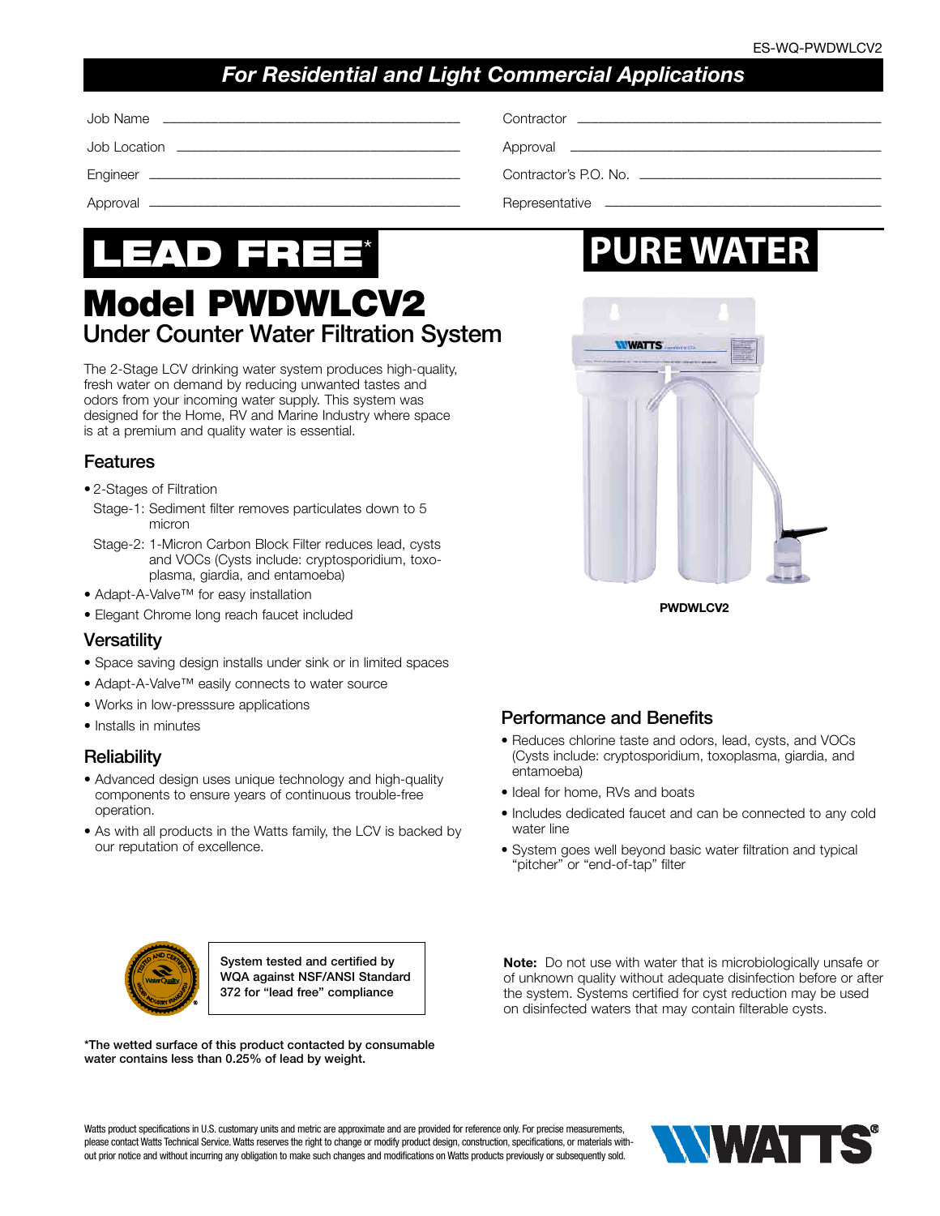ES-WQ-PWDWLCV2

*For Residential and Light Commercial Applications*

| | |
|---|---|
| Job Name ______ | Contractor ______ |
| Job Location ______ | Approval ______ |
| Engineer ______ | Contractor's P.O. No. ______ |
| Approval ______ | Representative ______ |

# LEAD FREE*

# PURE WATER

# Model PWDWLCV2

## Under Counter Water Filtration System

The 2-Stage LCV drinking water system produces high-quality, fresh water on demand by reducing unwanted tastes and odors from your incoming water supply. This system was designed for the Home, RV and Marine Industry where space is at a premium and quality water is essential.

**PWDWLCV2**

### Features

- 2-Stages of Filtration
  - Stage-1: Sediment filter removes particulates down to 5 micron
  - Stage-2: 1-Micron Carbon Block Filter reduces lead, cysts and VOCs (Cysts include: cryptosporidium, toxoplasma, giardia, and entamoeba)
- Adapt-A-Valve™ for easy installation
- Elegant Chrome long reach faucet included

### Versatility

- Space saving design installs under sink or in limited spaces
- Adapt-A-Valve™ easily connects to water source
- Works in low-presssure applications
- Installs in minutes

### Reliability

- Advanced design uses unique technology and high-quality components to ensure years of continuous trouble-free operation.
- As with all products in the Watts family, the LCV is backed by our reputation of excellence.

### Performance and Benefits

- Reduces chlorine taste and odors, lead, cysts, and VOCs (Cysts include: cryptosporidium, toxoplasma, giardia, and entamoeba)
- Ideal for home, RVs and boats
- Includes dedicated faucet and can be connected to any cold water line
- System goes well beyond basic water filtration and typical "pitcher" or "end-of-tap" filter

**System tested and certified by WQA against NSF/ANSI Standard 372 for "lead free" compliance**

**Note:** Do not use with water that is microbiologically unsafe or of unknown quality without adequate disinfection before or after the system. Systems certified for cyst reduction may be used on disinfected waters that may contain filterable cysts.

**\*The wetted surface of this product contacted by consumable water contains less than 0.25% of lead by weight.**

Watts product specifications in U.S. customary units and metric are approximate and are provided for reference only. For precise measurements, please contact Watts Technical Service. Watts reserves the right to change or modify product design, construction, specifications, or materials without prior notice and without incurring any obligation to make such changes and modifications on Watts products previously or subsequently sold.

WATTS®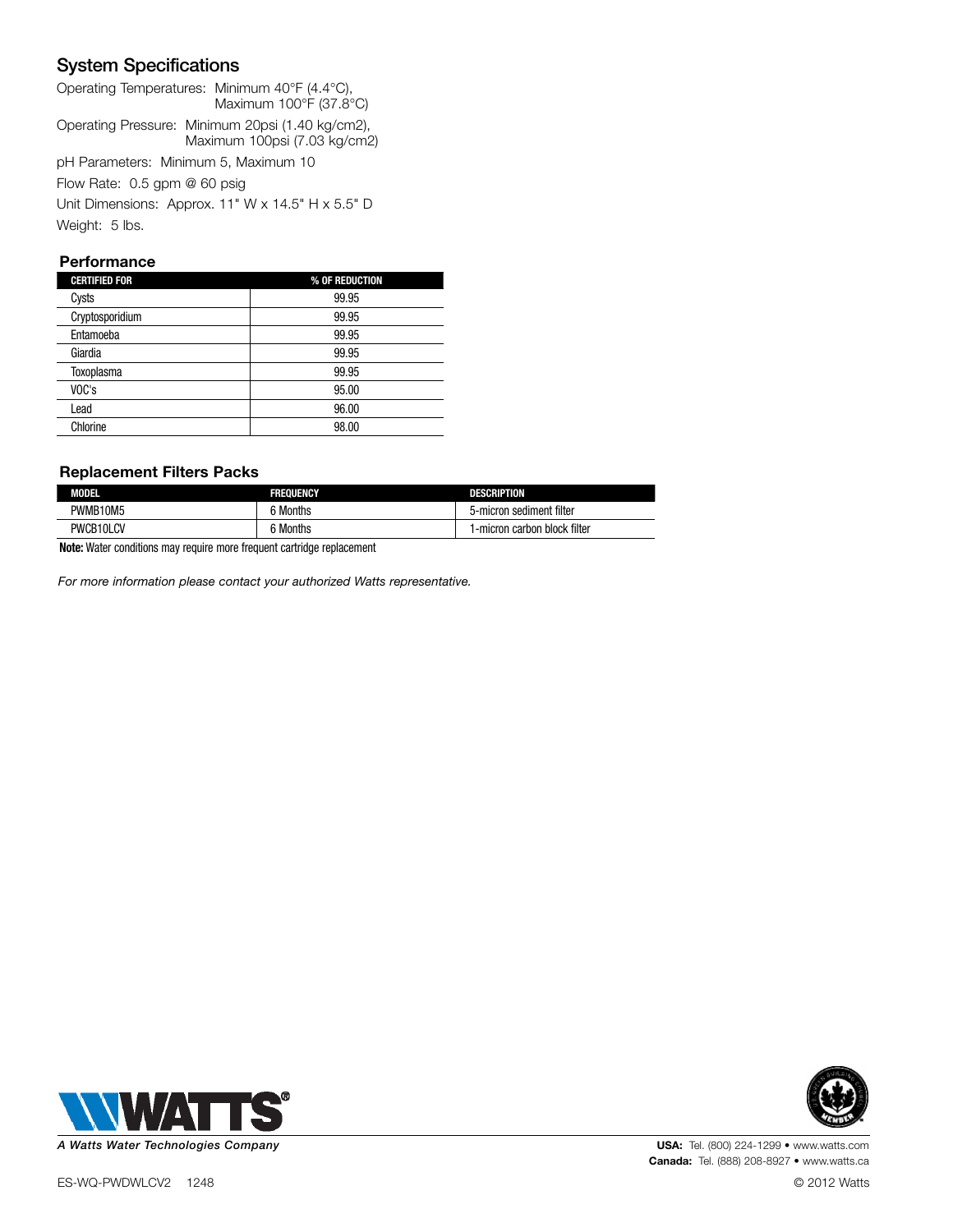## System Specifications

Operating Temperatures: Minimum 40°F (4.4°C), Maximum 100°F (37.8°C)

Operating Pressure: Minimum 20psi (1.40 kg/cm2), Maximum 100psi (7.03 kg/cm2)

pH Parameters: Minimum 5, Maximum 10

Flow Rate: 0.5 gpm @ 60 psig

Unit Dimensions: Approx. 11" W x 14.5" H x 5.5" D

Weight: 5 lbs.

### Performance

| CERTIFIED FOR | % OF REDUCTION |
|---|---|
| Cysts | 99.95 |
| Cryptosporidium | 99.95 |
| Entamoeba | 99.95 |
| Giardia | 99.95 |
| Toxoplasma | 99.95 |
| VOC's | 95.00 |
| Lead | 96.00 |
| Chlorine | 98.00 |

### Replacement Filters Packs

| MODEL | FREQUENCY | DESCRIPTION |
|---|---|---|
| PWMB10M5 | 6 Months | 5-micron sediment filter |
| PWCB10LCV | 6 Months | 1-micron carbon block filter |

**Note:** Water conditions may require more frequent cartridge replacement

*For more information please contact your authorized Watts representative.*

WATTS®

*A Watts Water Technologies Company*

**USA:** Tel. (800) 224-1299 • www.watts.com
**Canada:** Tel. (888) 208-8927 • www.watts.ca

ES-WQ-PWDWLCV2 1248

© 2012 Watts